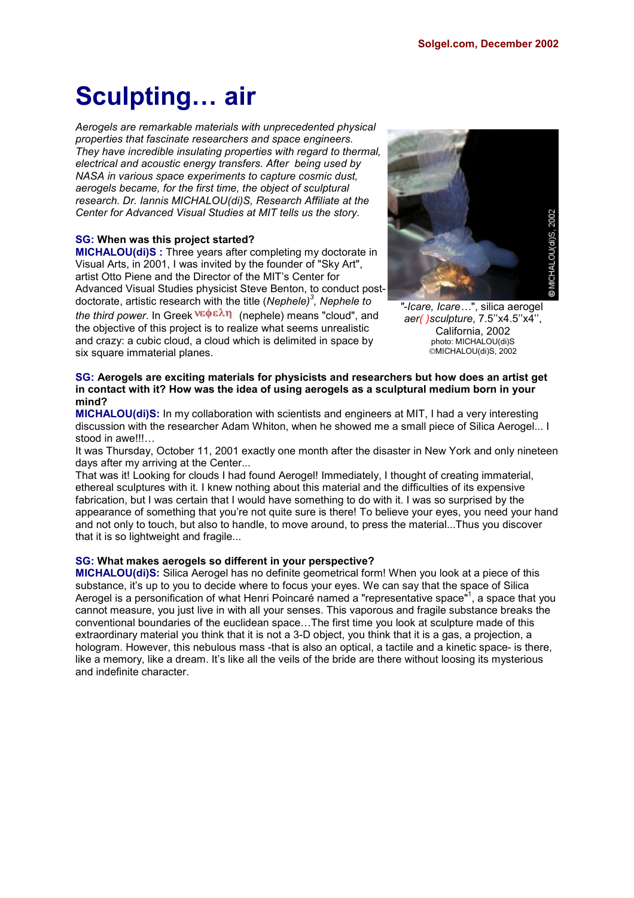Solgel.com, December 2002

# Sculpting… air

*Aerogels are remarkable materials with unprecedented physical properties that fascinate researchers and space engineers. They have incredible insulating properties with regard to thermal, electrical and acoustic energy transfers. After being used by NASA in various space experiments to capture cosmic dust, aerogels became, for the first time, the object of sculptural research. Dr. Iannis MICHALOU(di)S, Research Affiliate at the Center for Advanced Visual Studies at MIT tells us the story.*

**SG: When was this project started?**

**MICHALOU(di)S :** Three years after completing my doctorate in Visual Arts, in 2001, I was invited by the founder of "Sky Art", artist Otto Piene and the Director of the MIT's Center for Advanced Visual Studies physicist Steve Benton, to conduct post-doctorate, artistic research with the title (*Nephele*)[3], *Nephele to the third power*. In Greek νεφελη (nephele) means "cloud", and the objective of this project is to realize what seems unrealistic and crazy: a cubic cloud, a cloud which is delimited in space by six square immaterial planes.

"*-Icare, Icare…*", silica aerogel *aer( )sculpture*, 7.5''x4.5''x4'', California, 2002
photo: MICHALOU(di)S
©MICHALOU(di)S, 2002

**SG: Aerogels are exciting materials for physicists and researchers but how does an artist get in contact with it? How was the idea of using aerogels as a sculptural medium born in your mind?**

**MICHALOU(di)S:** In my collaboration with scientists and engineers at MIT, I had a very interesting discussion with the researcher Adam Whiton, when he showed me a small piece of Silica Aerogel... I stood in awe!!!…

It was Thursday, October 11, 2001 exactly one month after the disaster in New York and only nineteen days after my arriving at the Center...

That was it! Looking for clouds I had found Aerogel! Immediately, I thought of creating immaterial, ethereal sculptures with it. I knew nothing about this material and the difficulties of its expensive fabrication, but I was certain that I would have something to do with it. I was so surprised by the appearance of something that you're not quite sure is there! To believe your eyes, you need your hand and not only to touch, but also to handle, to move around, to press the material...Thus you discover that it is so lightweight and fragile...

**SG: What makes aerogels so different in your perspective?**

**MICHALOU(di)S:** Silica Aerogel has no definite geometrical form! When you look at a piece of this substance, it's up to you to decide where to focus your eyes. We can say that the space of Silica Aerogel is a personification of what Henri Poincaré named a "representative space"[1], a space that you cannot measure, you just live in with all your senses. This vaporous and fragile substance breaks the conventional boundaries of the euclidean space…The first time you look at sculpture made of this extraordinary material you think that it is not a 3-D object, you think that it is a gas, a projection, a hologram. However, this nebulous mass -that is also an optical, a tactile and a kinetic space- is there, like a memory, like a dream. It's like all the veils of the bride are there without loosing its mysterious and indefinite character.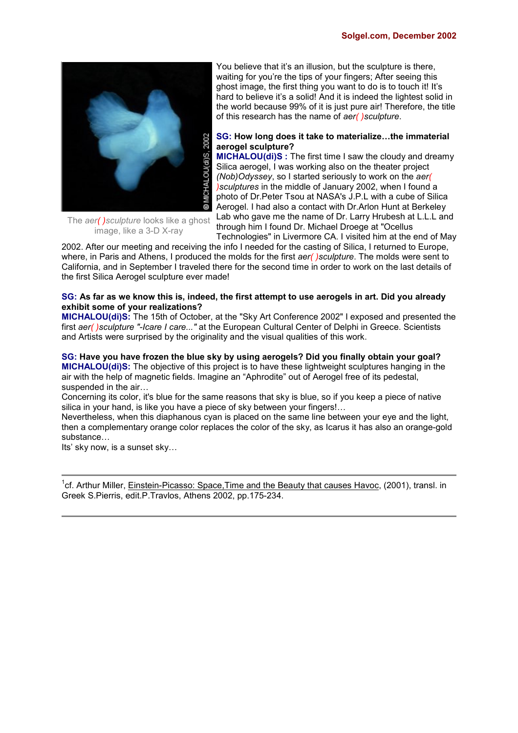You believe that it's an illusion, but the sculpture is there, waiting for you're the tips of your fingers; After seeing this ghost image, the first thing you want to do is to touch it! It's hard to believe it's a solid! And it is indeed the lightest solid in the world because 99% of it is just pure air! Therefore, the title of this research has the name of *aer( )sculpture*.

The *aer( )sculpture* looks like a ghost image, like a 3-D X-ray

**SG: How long does it take to materialize…the immaterial aerogel sculpture?**

**MICHALOU(di)S :** The first time I saw the cloudy and dreamy Silica aerogel, I was working also on the theater project *(Nob)Odyssey*, so I started seriously to work on the *aer( )sculptures* in the middle of January 2002, when I found a photo of Dr.Peter Tsou at NASA's J.P.L with a cube of Silica Aerogel. I had also a contact with Dr.Arlon Hunt at Berkeley Lab who gave me the name of Dr. Larry Hrubesh at L.L.L and through him I found Dr. Michael Droege at "Ocellus Technologies" in Livermore CA. I visited him at the end of May 2002. After our meeting and receiving the info I needed for the casting of Silica, I returned to Europe, where, in Paris and Athens, I produced the molds for the first *aer( )sculpture*. The molds were sent to California, and in September I traveled there for the second time in order to work on the last details of the first Silica Aerogel sculpture ever made!

**SG: As far as we know this is, indeed, the first attempt to use aerogels in art. Did you already exhibit some of your realizations?**

**MICHALOU(di)S:** The 15th of October, at the "Sky Art Conference 2002" I exposed and presented the first *aer( )sculpture "-Icare I care..."* at the European Cultural Center of Delphi in Greece. Scientists and Artists were surprised by the originality and the visual qualities of this work.

**SG: Have you have frozen the blue sky by using aerogels? Did you finally obtain your goal?**

**MICHALOU(di)S:** The objective of this project is to have these lightweight sculptures hanging in the air with the help of magnetic fields. Imagine an "Aphrodite" out of Aerogel free of its pedestal, suspended in the air…

Concerning its color, it's blue for the same reasons that sky is blue, so if you keep a piece of native silica in your hand, is like you have a piece of sky between your fingers!…

Nevertheless, when this diaphanous cyan is placed on the same line between your eye and the light, then a complementary orange color replaces the color of the sky, as Icarus it has also an orange-gold substance…

Its' sky now, is a sunset sky…

---

[1]cf. Arthur Miller, Einstein-Picasso: Space,Time and the Beauty that causes Havoc, (2001), transl. in Greek S.Pierris, edit.P.Travlos, Athens 2002, pp.175-234.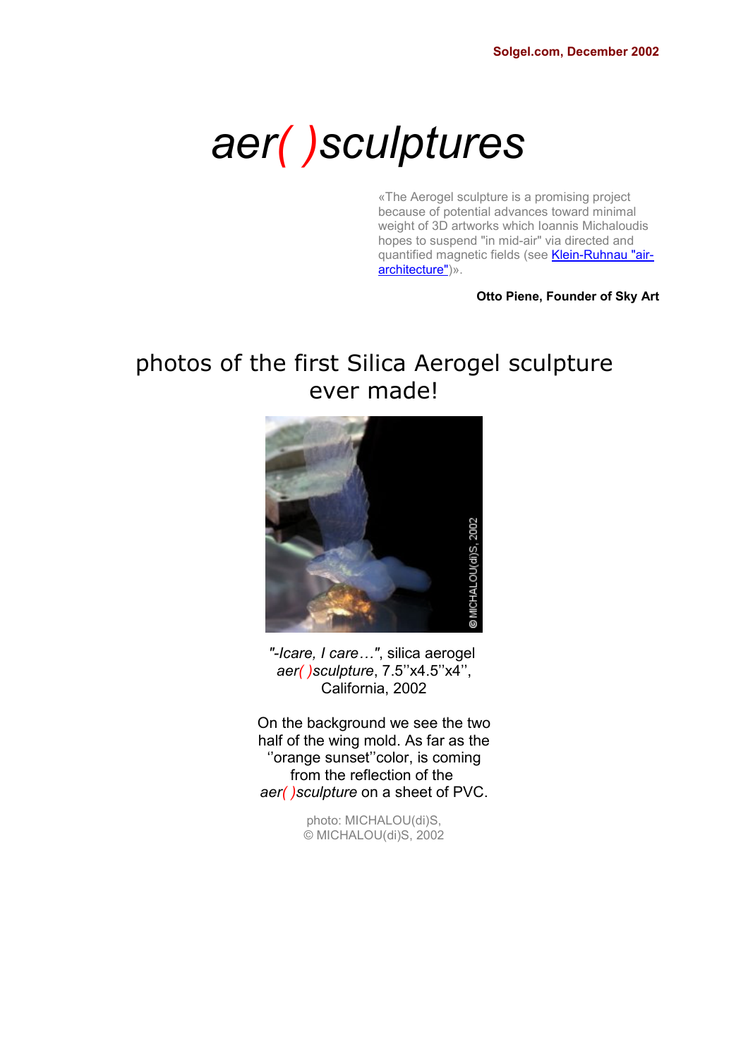Solgel.com, December 2002

# *aer( )sculptures*

«The Aerogel sculpture is a promising project because of potential advances toward minimal weight of 3D artworks which Ioannis Michaloudis hopes to suspend "in mid-air" via directed and quantified magnetic fields (see Klein-Ruhnau "air-architecture")».

**Otto Piene, Founder of Sky Art**

## photos of the first Silica Aerogel sculpture ever made!

*"-Icare, I care…"*, silica aerogel *aer( )sculpture*, 7.5''x4.5''x4'', California, 2002

On the background we see the two half of the wing mold. As far as the ''orange sunset''color, is coming from the reflection of the *aer( )sculpture* on a sheet of PVC.

photo: MICHALOU(di)S,
© MICHALOU(di)S, 2002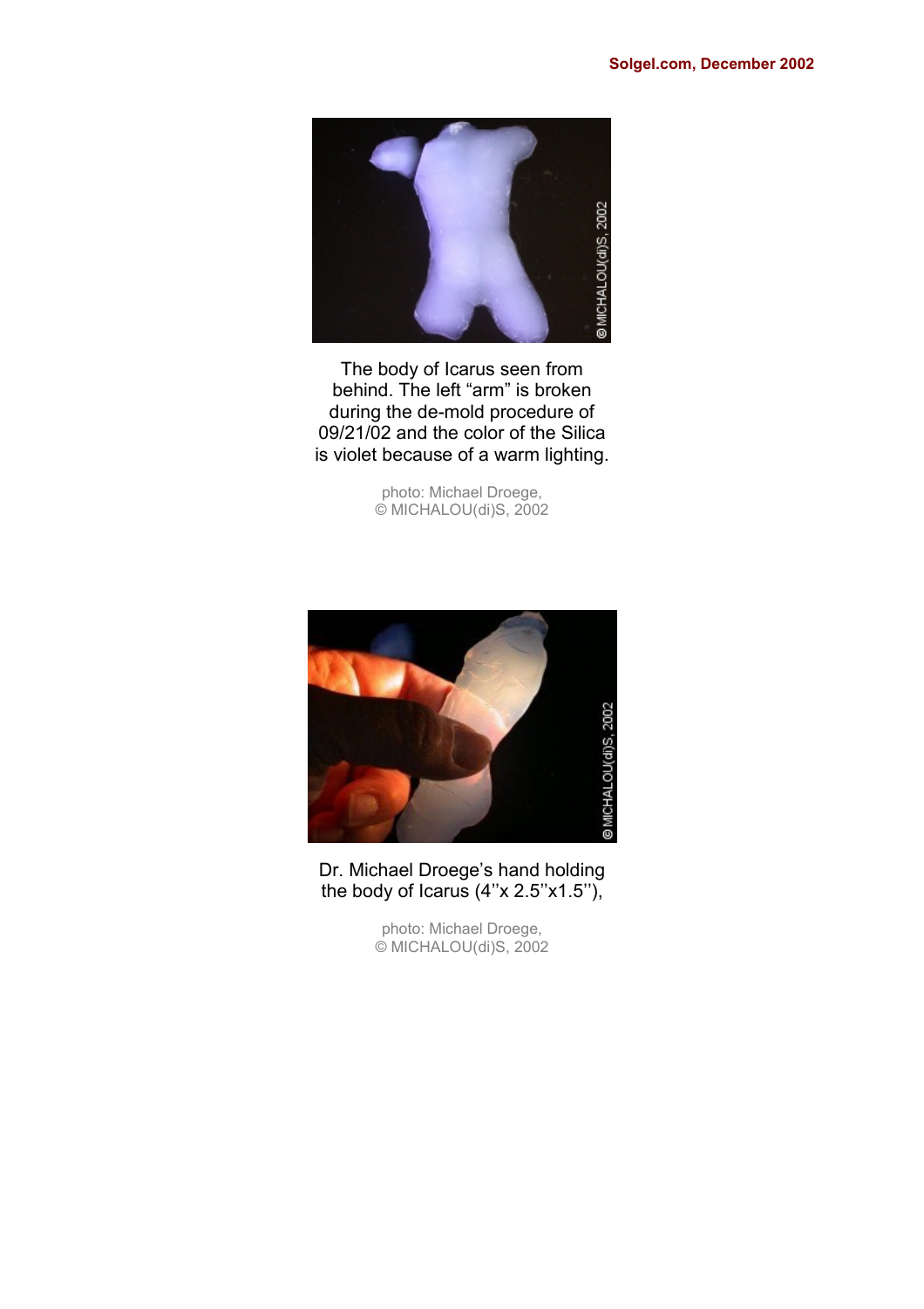The body of Icarus seen from behind. The left “arm” is broken during the de-mold procedure of 09/21/02 and the color of the Silica is violet because of a warm lighting.

photo: Michael Droege,
© MICHALOU(di)S, 2002

Dr. Michael Droege’s hand holding the body of Icarus (4’’x 2.5’’x1.5’’),

photo: Michael Droege,
© MICHALOU(di)S, 2002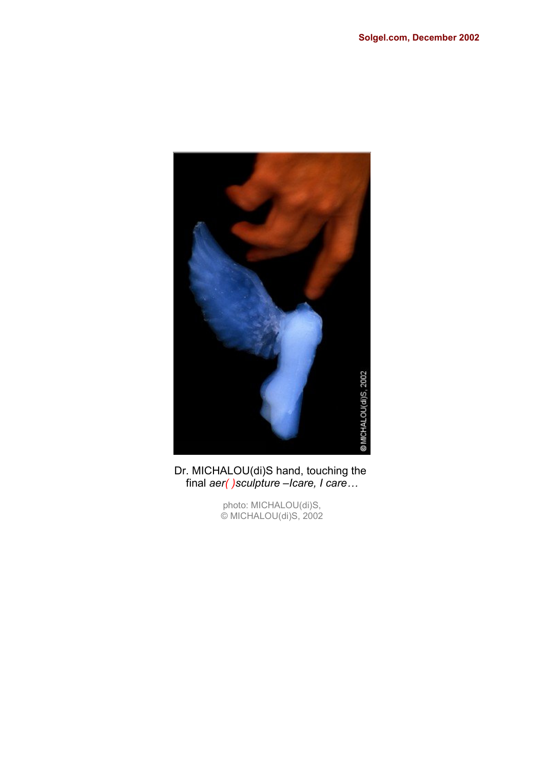Dr. MICHALOU(di)S hand, touching the final *aer( )sculpture –Icare, I care…*

photo: MICHALOU(di)S,
© MICHALOU(di)S, 2002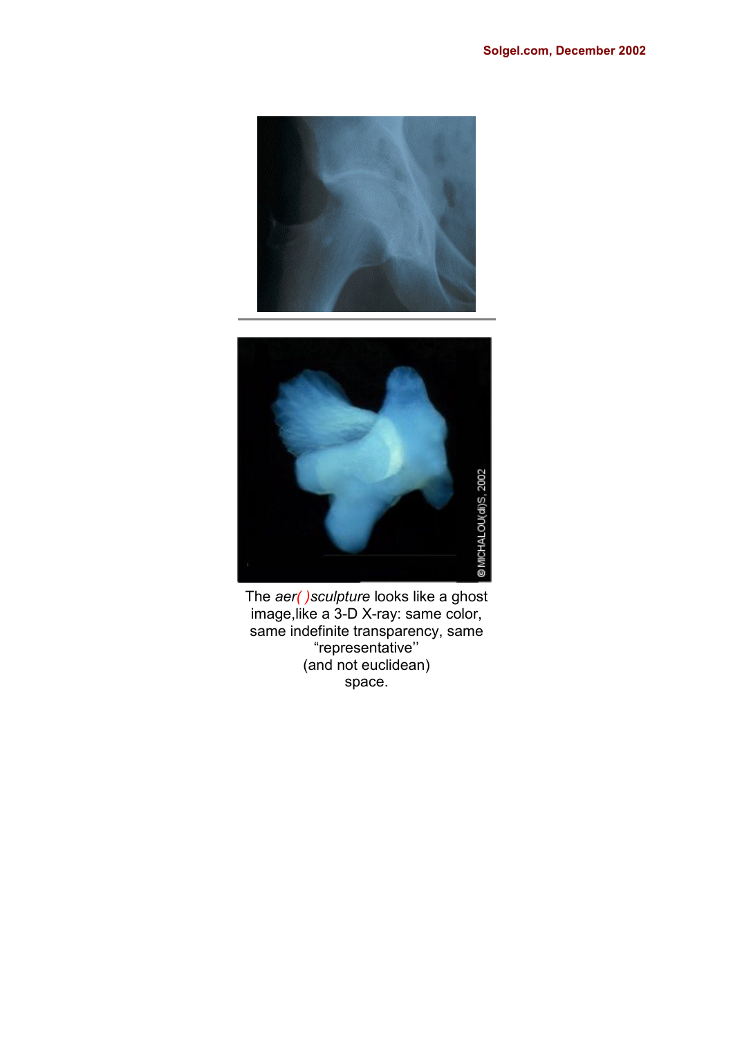The *aer( )sculpture* looks like a ghost image,like a 3-D X-ray: same color, same indefinite transparency, same "representative'' (and not euclidean) space.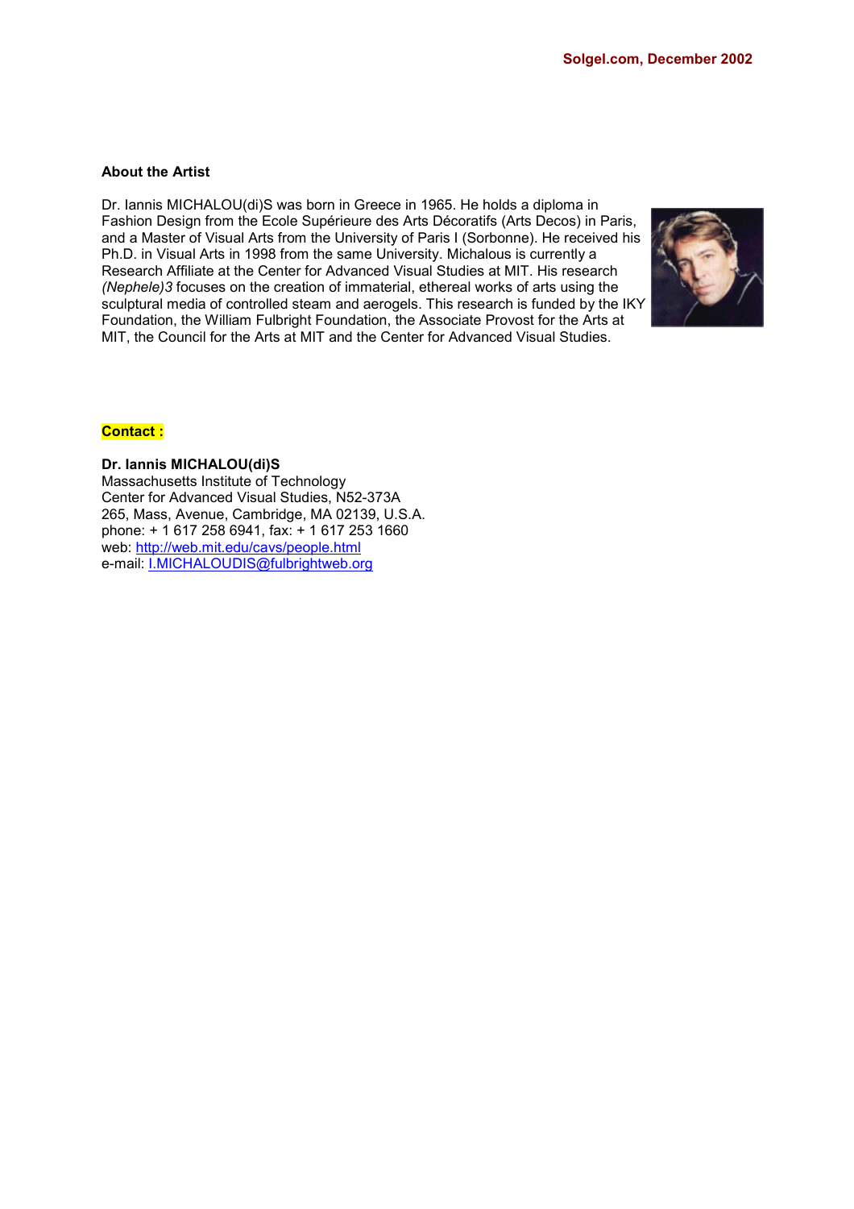**About the Artist**

Dr. Iannis MICHALOU(di)S was born in Greece in 1965. He holds a diploma in Fashion Design from the Ecole Supérieure des Arts Décoratifs (Arts Decos) in Paris, and a Master of Visual Arts from the University of Paris I (Sorbonne). He received his Ph.D. in Visual Arts in 1998 from the same University. Michalous is currently a Research Affiliate at the Center for Advanced Visual Studies at MIT. His research *(Nephele)3* focuses on the creation of immaterial, ethereal works of arts using the sculptural media of controlled steam and aerogels. This research is funded by the IKY Foundation, the William Fulbright Foundation, the Associate Provost for the Arts at MIT, the Council for the Arts at MIT and the Center for Advanced Visual Studies.

**Contact :**

**Dr. Iannis MICHALOU(di)S**
Massachusetts Institute of Technology
Center for Advanced Visual Studies, N52-373A
265, Mass, Avenue, Cambridge, MA 02139, U.S.A.
phone: + 1 617 258 6941, fax: + 1 617 253 1660
web: http://web.mit.edu/cavs/people.html
e-mail: I.MICHALOUDIS@fulbrightweb.org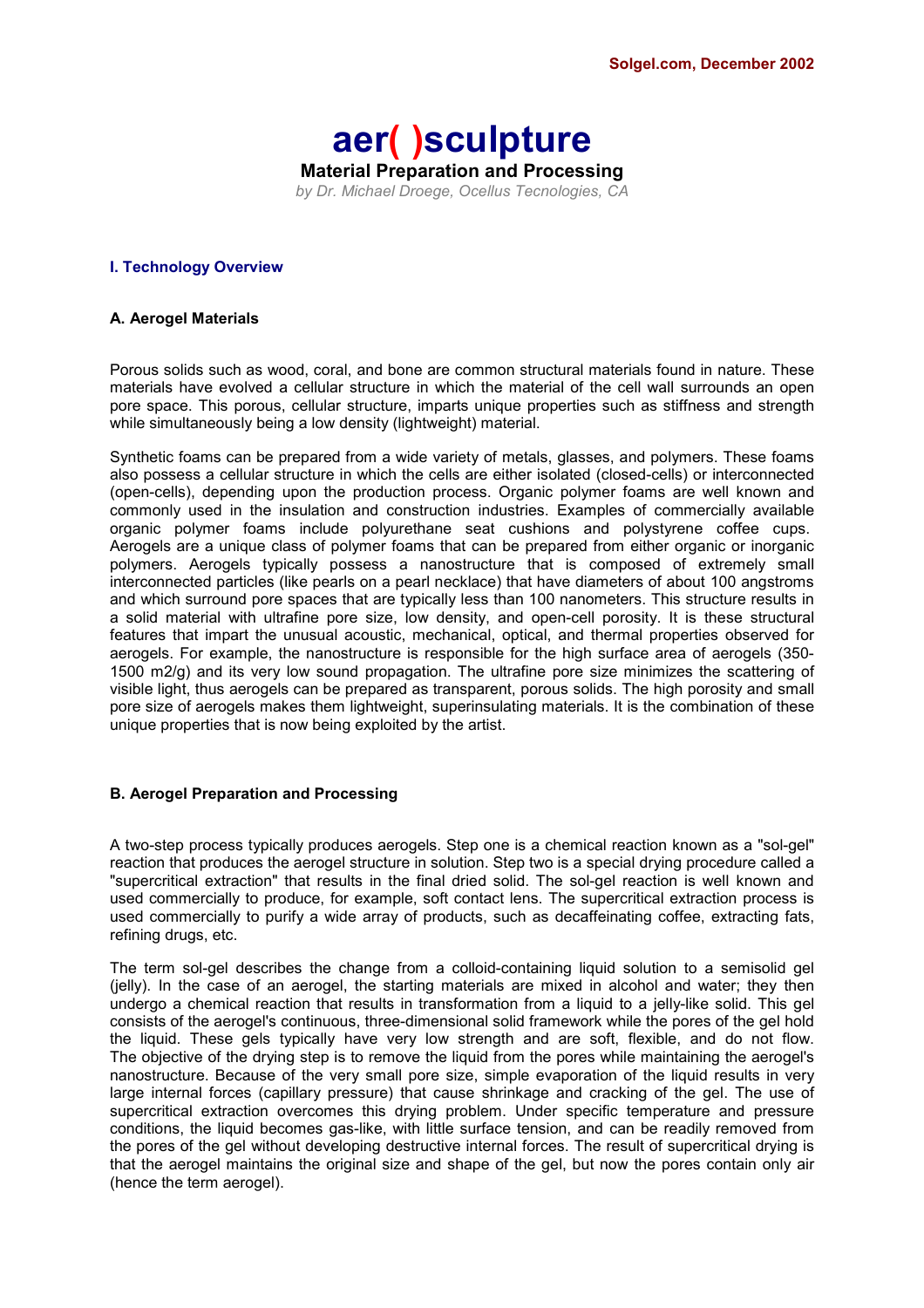Solgel.com, December 2002

# aer( )sculpture

## Material Preparation and Processing

*by Dr. Michael Droege, Ocellus Tecnologies, CA*

### I. Technology Overview

#### A. Aerogel Materials

Porous solids such as wood, coral, and bone are common structural materials found in nature. These materials have evolved a cellular structure in which the material of the cell wall surrounds an open pore space. This porous, cellular structure, imparts unique properties such as stiffness and strength while simultaneously being a low density (lightweight) material.

Synthetic foams can be prepared from a wide variety of metals, glasses, and polymers. These foams also possess a cellular structure in which the cells are either isolated (closed-cells) or interconnected (open-cells), depending upon the production process. Organic polymer foams are well known and commonly used in the insulation and construction industries. Examples of commercially available organic polymer foams include polyurethane seat cushions and polystyrene coffee cups. Aerogels are a unique class of polymer foams that can be prepared from either organic or inorganic polymers. Aerogels typically possess a nanostructure that is composed of extremely small interconnected particles (like pearls on a pearl necklace) that have diameters of about 100 angstroms and which surround pore spaces that are typically less than 100 nanometers. This structure results in a solid material with ultrafine pore size, low density, and open-cell porosity. It is these structural features that impart the unusual acoustic, mechanical, optical, and thermal properties observed for aerogels. For example, the nanostructure is responsible for the high surface area of aerogels (350-1500 m2/g) and its very low sound propagation. The ultrafine pore size minimizes the scattering of visible light, thus aerogels can be prepared as transparent, porous solids. The high porosity and small pore size of aerogels makes them lightweight, superinsulating materials. It is the combination of these unique properties that is now being exploited by the artist.

#### B. Aerogel Preparation and Processing

A two-step process typically produces aerogels. Step one is a chemical reaction known as a "sol-gel" reaction that produces the aerogel structure in solution. Step two is a special drying procedure called a "supercritical extraction" that results in the final dried solid. The sol-gel reaction is well known and used commercially to produce, for example, soft contact lens. The supercritical extraction process is used commercially to purify a wide array of products, such as decaffeinating coffee, extracting fats, refining drugs, etc.

The term sol-gel describes the change from a colloid-containing liquid solution to a semisolid gel (jelly). In the case of an aerogel, the starting materials are mixed in alcohol and water; they then undergo a chemical reaction that results in transformation from a liquid to a jelly-like solid. This gel consists of the aerogel's continuous, three-dimensional solid framework while the pores of the gel hold the liquid. These gels typically have very low strength and are soft, flexible, and do not flow. The objective of the drying step is to remove the liquid from the pores while maintaining the aerogel's nanostructure. Because of the very small pore size, simple evaporation of the liquid results in very large internal forces (capillary pressure) that cause shrinkage and cracking of the gel. The use of supercritical extraction overcomes this drying problem. Under specific temperature and pressure conditions, the liquid becomes gas-like, with little surface tension, and can be readily removed from the pores of the gel without developing destructive internal forces. The result of supercritical drying is that the aerogel maintains the original size and shape of the gel, but now the pores contain only air (hence the term aerogel).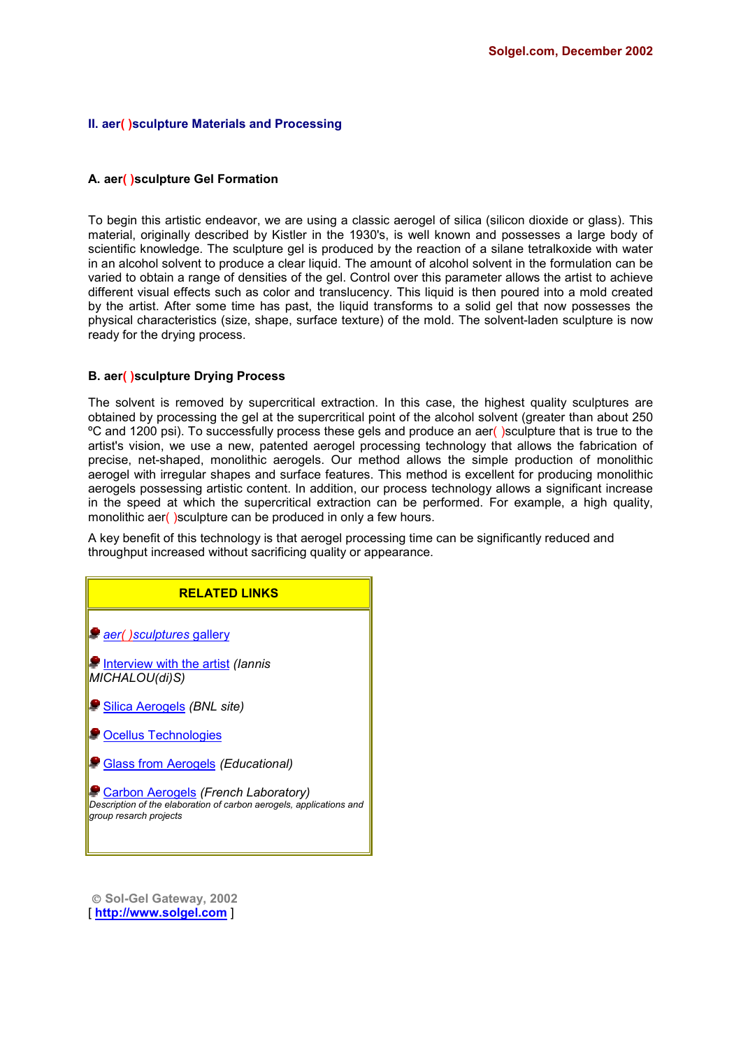## II. aer( )sculpture Materials and Processing

### A. aer( )sculpture Gel Formation

To begin this artistic endeavor, we are using a classic aerogel of silica (silicon dioxide or glass). This material, originally described by Kistler in the 1930's, is well known and possesses a large body of scientific knowledge. The sculpture gel is produced by the reaction of a silane tetralkoxide with water in an alcohol solvent to produce a clear liquid. The amount of alcohol solvent in the formulation can be varied to obtain a range of densities of the gel. Control over this parameter allows the artist to achieve different visual effects such as color and translucency. This liquid is then poured into a mold created by the artist. After some time has past, the liquid transforms to a solid gel that now possesses the physical characteristics (size, shape, surface texture) of the mold. The solvent-laden sculpture is now ready for the drying process.

### B. aer( )sculpture Drying Process

The solvent is removed by supercritical extraction. In this case, the highest quality sculptures are obtained by processing the gel at the supercritical point of the alcohol solvent (greater than about 250 ºC and 1200 psi). To successfully process these gels and produce an aer( )sculpture that is true to the artist's vision, we use a new, patented aerogel processing technology that allows the fabrication of precise, net-shaped, monolithic aerogels. Our method allows the simple production of monolithic aerogel with irregular shapes and surface features. This method is excellent for producing monolithic aerogels possessing artistic content. In addition, our process technology allows a significant increase in the speed at which the supercritical extraction can be performed. For example, a high quality, monolithic aer( )sculpture can be produced in only a few hours.

A key benefit of this technology is that aerogel processing time can be significantly reduced and throughput increased without sacrificing quality or appearance.

**RELATED LINKS**

- *aer( )sculptures gallery*
- Interview with the artist *(Iannis MICHALOU(di)S)*
- Silica Aerogels *(BNL site)*
- Ocellus Technologies
- Glass from Aerogels *(Educational)*
- Carbon Aerogels *(French Laboratory)*
  *Description of the elaboration of carbon aerogels, applications and group resarch projects*

© Sol-Gel Gateway, 2002
[ **http://www.solgel.com** ]